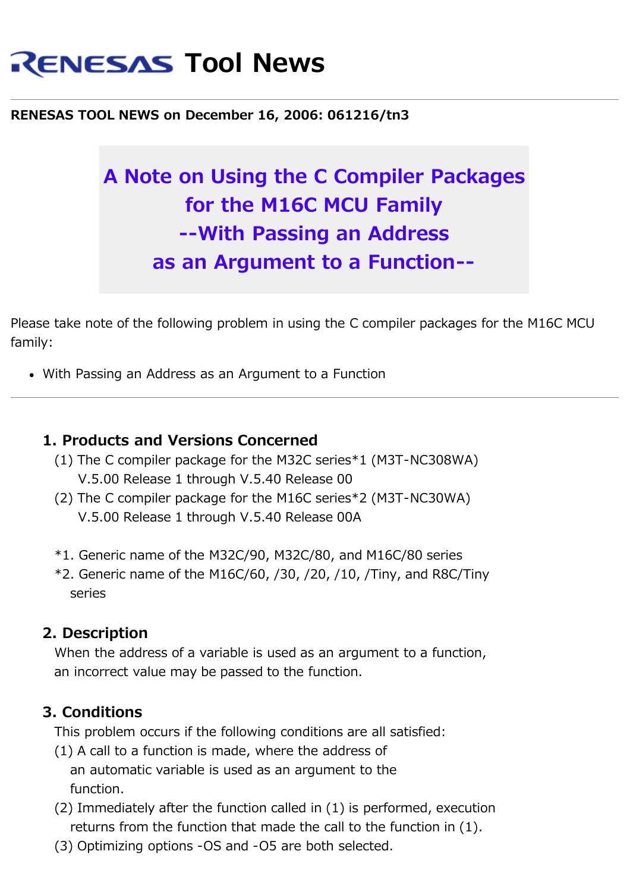# RENESAS Tool News

**RENESAS TOOL NEWS on December 16, 2006: 061216/tn3**

## A Note on Using the C Compiler Packages for the M16C MCU Family --With Passing an Address as an Argument to a Function--

Please take note of the following problem in using the C compiler packages for the M16C MCU family:

- With Passing an Address as an Argument to a Function

---

### 1. Products and Versions Concerned

(1) The C compiler package for the M32C series*1 (M3T-NC308WA)
  V.5.00 Release 1 through V.5.40 Release 00

(2) The C compiler package for the M16C series*2 (M3T-NC30WA)
  V.5.00 Release 1 through V.5.40 Release 00A

*1. Generic name of the M32C/90, M32C/80, and M16C/80 series

*2. Generic name of the M16C/60, /30, /20, /10, /Tiny, and R8C/Tiny series

### 2. Description

When the address of a variable is used as an argument to a function, an incorrect value may be passed to the function.

### 3. Conditions

This problem occurs if the following conditions are all satisfied:

(1) A call to a function is made, where the address of an automatic variable is used as an argument to the function.

(2) Immediately after the function called in (1) is performed, execution returns from the function that made the call to the function in (1).

(3) Optimizing options -OS and -O5 are both selected.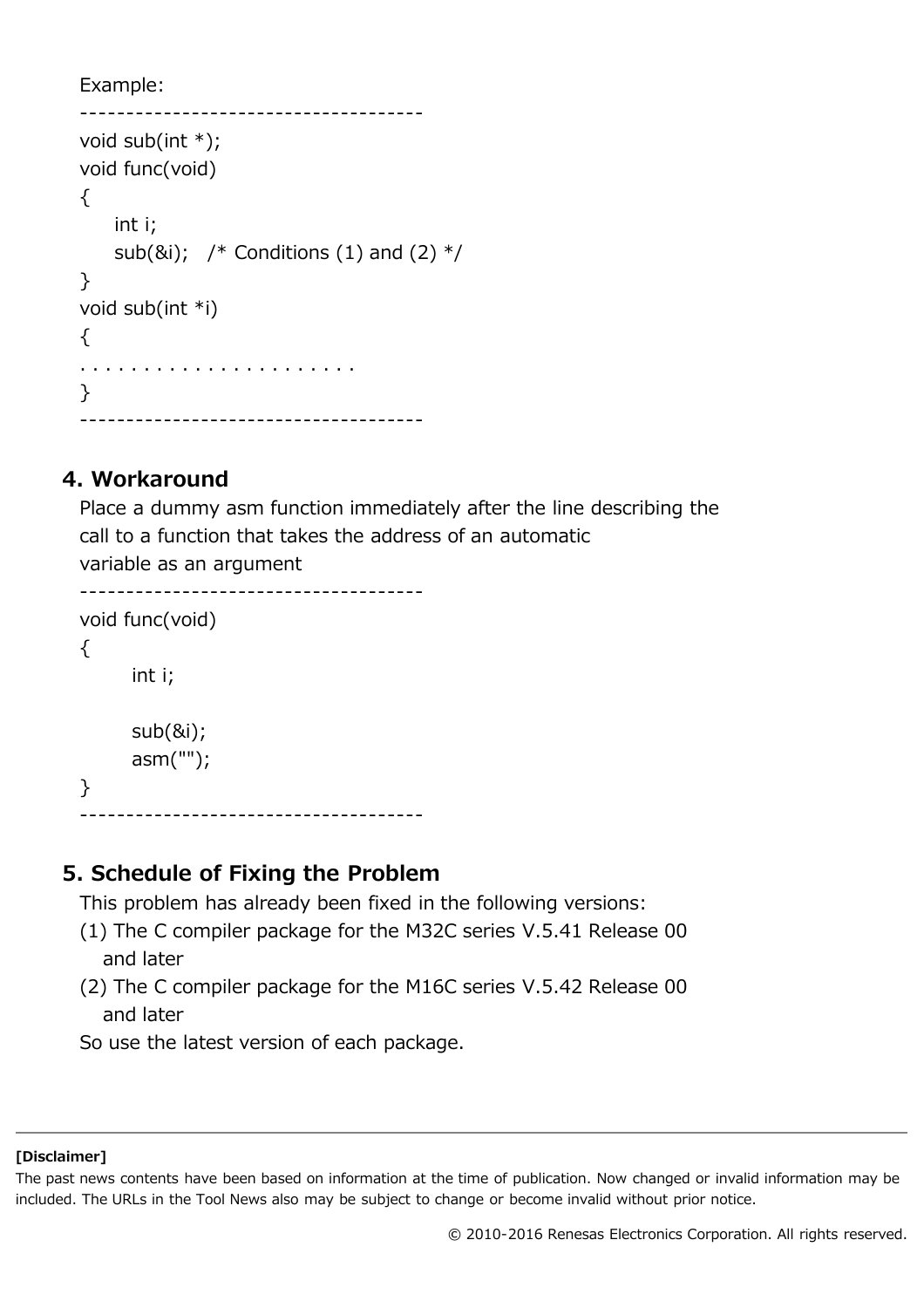Example:

```
------------------------------------
void sub(int *);
void func(void)
{
    int i;
    sub(&i);   /* Conditions (1) and (2) */
}
void sub(int *i)
{
.....................
}
------------------------------------
```

## 4. Workaround

Place a dummy asm function immediately after the line describing the call to a function that takes the address of an automatic variable as an argument

```
------------------------------------
void func(void)
{
     int i;

     sub(&i);
     asm("");
}
------------------------------------
```

## 5. Schedule of Fixing the Problem

This problem has already been fixed in the following versions:

(1) The C compiler package for the M32C series V.5.41 Release 00 and later

(2) The C compiler package for the M16C series V.5.42 Release 00 and later

So use the latest version of each package.

---

**[Disclaimer]**

The past news contents have been based on information at the time of publication. Now changed or invalid information may be included. The URLs in the Tool News also may be subject to change or become invalid without prior notice.

© 2010-2016 Renesas Electronics Corporation. All rights reserved.